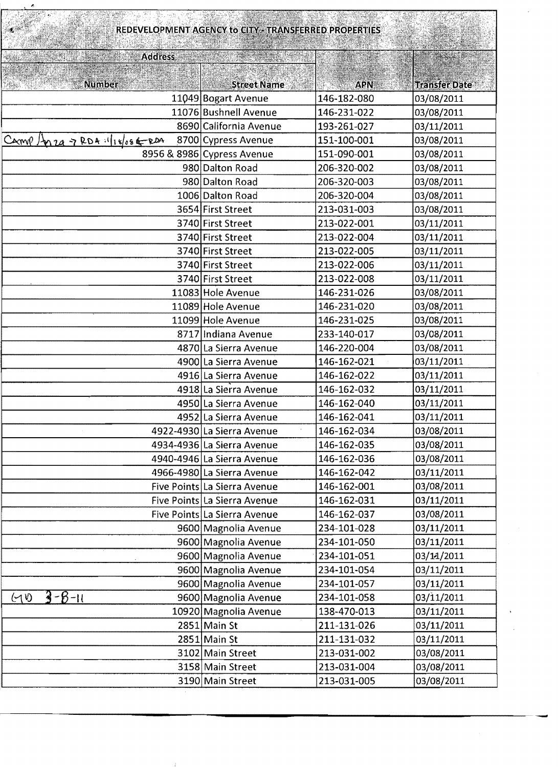# REDEVELOPMENT AGENCY to CITY - TRANSFERRED PROPERTIES

| Address | | APN | Transfer Date |
|---|---|---|---|
| Number | Street Name | | |
| 11049 | Bogart Avenue | 146-182-080 | 03/08/2011 |
| 11076 | Bushnell Avenue | 146-231-022 | 03/08/2011 |
| 8690 | California Avenue | 193-261-027 | 03/11/2011 |
| Camp Anza → RDA 11/18/08 ← RDA 8700 | Cypress Avenue | 151-100-001 | 03/08/2011 |
| 8956 & 8986 | Cypress Avenue | 151-090-001 | 03/08/2011 |
| 980 | Dalton Road | 206-320-002 | 03/08/2011 |
| 980 | Dalton Road | 206-320-003 | 03/08/2011 |
| 1006 | Dalton Road | 206-320-004 | 03/08/2011 |
| 3654 | First Street | 213-031-003 | 03/08/2011 |
| 3740 | First Street | 213-022-001 | 03/11/2011 |
| 3740 | First Street | 213-022-004 | 03/11/2011 |
| 3740 | First Street | 213-022-005 | 03/11/2011 |
| 3740 | First Street | 213-022-006 | 03/11/2011 |
| 3740 | First Street | 213-022-008 | 03/11/2011 |
| 11083 | Hole Avenue | 146-231-026 | 03/08/2011 |
| 11089 | Hole Avenue | 146-231-020 | 03/08/2011 |
| 11099 | Hole Avenue | 146-231-025 | 03/08/2011 |
| 8717 | Indiana Avenue | 233-140-017 | 03/08/2011 |
| 4870 | La Sierra Avenue | 146-220-004 | 03/08/2011 |
| 4900 | La Sierra Avenue | 146-162-021 | 03/11/2011 |
| 4916 | La Sierra Avenue | 146-162-022 | 03/11/2011 |
| 4918 | La Sierra Avenue | 146-162-032 | 03/11/2011 |
| 4950 | La Sierra Avenue | 146-162-040 | 03/11/2011 |
| 4952 | La Sierra Avenue | 146-162-041 | 03/11/2011 |
| 4922-4930 | La Sierra Avenue | 146-162-034 | 03/08/2011 |
| 4934-4936 | La Sierra Avenue | 146-162-035 | 03/08/2011 |
| 4940-4946 | La Sierra Avenue | 146-162-036 | 03/08/2011 |
| 4966-4980 | La Sierra Avenue | 146-162-042 | 03/11/2011 |
| Five Points | La Sierra Avenue | 146-162-001 | 03/08/2011 |
| Five Points | La Sierra Avenue | 146-162-031 | 03/11/2011 |
| Five Points | La Sierra Avenue | 146-162-037 | 03/08/2011 |
| 9600 | Magnolia Avenue | 234-101-028 | 03/11/2011 |
| 9600 | Magnolia Avenue | 234-101-050 | 03/11/2011 |
| 9600 | Magnolia Avenue | 234-101-051 | 03/11/2011 |
| 9600 | Magnolia Avenue | 234-101-054 | 03/11/2011 |
| 9600 | Magnolia Avenue | 234-101-057 | 03/11/2011 |
| GVD 3-8-11 9600 | Magnolia Avenue | 234-101-058 | 03/11/2011 |
| 10920 | Magnolia Avenue | 138-470-013 | 03/11/2011 |
| 2851 | Main St | 211-131-026 | 03/11/2011 |
| 2851 | Main St | 211-131-032 | 03/11/2011 |
| 3102 | Main Street | 213-031-002 | 03/08/2011 |
| 3158 | Main Street | 213-031-004 | 03/08/2011 |
| 3190 | Main Street | 213-031-005 | 03/08/2011 |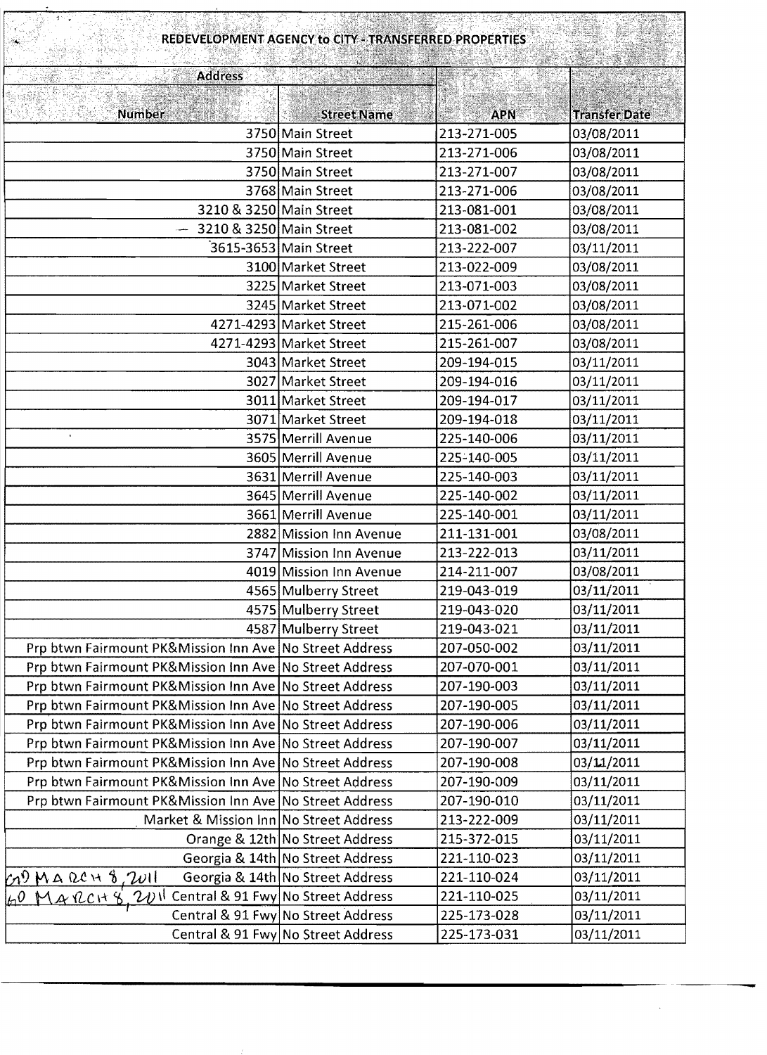# REDEVELOPMENT AGENCY to CITY - TRANSFERRED PROPERTIES

| Address | | APN | Transfer Date |
|---|---|---|---|
| Number | Street Name | | |
| 3750 | Main Street | 213-271-005 | 03/08/2011 |
| 3750 | Main Street | 213-271-006 | 03/08/2011 |
| 3750 | Main Street | 213-271-007 | 03/08/2011 |
| 3768 | Main Street | 213-271-006 | 03/08/2011 |
| 3210 & 3250 | Main Street | 213-081-001 | 03/08/2011 |
| 3210 & 3250 | Main Street | 213-081-002 | 03/08/2011 |
| 3615-3653 | Main Street | 213-222-007 | 03/11/2011 |
| 3100 | Market Street | 213-022-009 | 03/08/2011 |
| 3225 | Market Street | 213-071-003 | 03/08/2011 |
| 3245 | Market Street | 213-071-002 | 03/08/2011 |
| 4271-4293 | Market Street | 215-261-006 | 03/08/2011 |
| 4271-4293 | Market Street | 215-261-007 | 03/08/2011 |
| 3043 | Market Street | 209-194-015 | 03/11/2011 |
| 3027 | Market Street | 209-194-016 | 03/11/2011 |
| 3011 | Market Street | 209-194-017 | 03/11/2011 |
| 3071 | Market Street | 209-194-018 | 03/11/2011 |
| 3575 | Merrill Avenue | 225-140-006 | 03/11/2011 |
| 3605 | Merrill Avenue | 225-140-005 | 03/11/2011 |
| 3631 | Merrill Avenue | 225-140-003 | 03/11/2011 |
| 3645 | Merrill Avenue | 225-140-002 | 03/11/2011 |
| 3661 | Merrill Avenue | 225-140-001 | 03/11/2011 |
| 2882 | Mission Inn Avenue | 211-131-001 | 03/08/2011 |
| 3747 | Mission Inn Avenue | 213-222-013 | 03/11/2011 |
| 4019 | Mission Inn Avenue | 214-211-007 | 03/08/2011 |
| 4565 | Mulberry Street | 219-043-019 | 03/11/2011 |
| 4575 | Mulberry Street | 219-043-020 | 03/11/2011 |
| 4587 | Mulberry Street | 219-043-021 | 03/11/2011 |
| Prp btwn Fairmount PK&Mission Inn Ave | No Street Address | 207-050-002 | 03/11/2011 |
| Prp btwn Fairmount PK&Mission Inn Ave | No Street Address | 207-070-001 | 03/11/2011 |
| Prp btwn Fairmount PK&Mission Inn Ave | No Street Address | 207-190-003 | 03/11/2011 |
| Prp btwn Fairmount PK&Mission Inn Ave | No Street Address | 207-190-005 | 03/11/2011 |
| Prp btwn Fairmount PK&Mission Inn Ave | No Street Address | 207-190-006 | 03/11/2011 |
| Prp btwn Fairmount PK&Mission Inn Ave | No Street Address | 207-190-007 | 03/11/2011 |
| Prp btwn Fairmount PK&Mission Inn Ave | No Street Address | 207-190-008 | 03/11/2011 |
| Prp btwn Fairmount PK&Mission Inn Ave | No Street Address | 207-190-009 | 03/11/2011 |
| Prp btwn Fairmount PK&Mission Inn Ave | No Street Address | 207-190-010 | 03/11/2011 |
| Market & Mission Inn | No Street Address | 213-222-009 | 03/11/2011 |
| Orange & 12th | No Street Address | 215-372-015 | 03/11/2011 |
| Georgia & 14th | No Street Address | 221-110-023 | 03/11/2011 |
| (handwritten: ON MARCH 8, 2011) Georgia & 14th | No Street Address | 221-110-024 | 03/11/2011 |
| (handwritten: ON MARCH 8, 2011) Central & 91 Fwy | No Street Address | 221-110-025 | 03/11/2011 |
| Central & 91 Fwy | No Street Address | 225-173-028 | 03/11/2011 |
| Central & 91 Fwy | No Street Address | 225-173-031 | 03/11/2011 |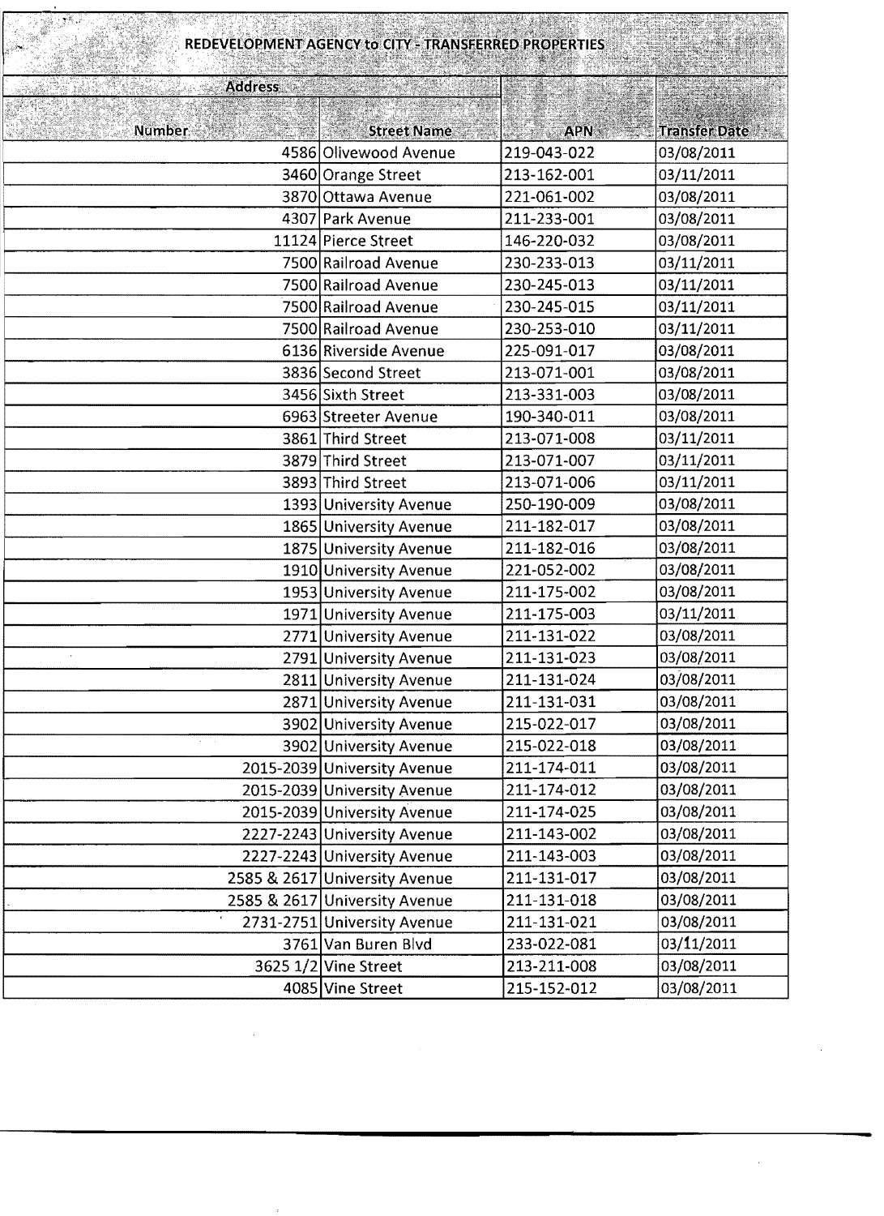# REDEVELOPMENT AGENCY to CITY - TRANSFERRED PROPERTIES

| Address | | APN | Transfer Date |
|---|---|---|---|
| Number | Street Name | | |
| 4586 | Olivewood Avenue | 219-043-022 | 03/08/2011 |
| 3460 | Orange Street | 213-162-001 | 03/11/2011 |
| 3870 | Ottawa Avenue | 221-061-002 | 03/08/2011 |
| 4307 | Park Avenue | 211-233-001 | 03/08/2011 |
| 11124 | Pierce Street | 146-220-032 | 03/08/2011 |
| 7500 | Railroad Avenue | 230-233-013 | 03/11/2011 |
| 7500 | Railroad Avenue | 230-245-013 | 03/11/2011 |
| 7500 | Railroad Avenue | 230-245-015 | 03/11/2011 |
| 7500 | Railroad Avenue | 230-253-010 | 03/11/2011 |
| 6136 | Riverside Avenue | 225-091-017 | 03/08/2011 |
| 3836 | Second Street | 213-071-001 | 03/08/2011 |
| 3456 | Sixth Street | 213-331-003 | 03/08/2011 |
| 6963 | Streeter Avenue | 190-340-011 | 03/08/2011 |
| 3861 | Third Street | 213-071-008 | 03/11/2011 |
| 3879 | Third Street | 213-071-007 | 03/11/2011 |
| 3893 | Third Street | 213-071-006 | 03/11/2011 |
| 1393 | University Avenue | 250-190-009 | 03/08/2011 |
| 1865 | University Avenue | 211-182-017 | 03/08/2011 |
| 1875 | University Avenue | 211-182-016 | 03/08/2011 |
| 1910 | University Avenue | 221-052-002 | 03/08/2011 |
| 1953 | University Avenue | 211-175-002 | 03/08/2011 |
| 1971 | University Avenue | 211-175-003 | 03/11/2011 |
| 2771 | University Avenue | 211-131-022 | 03/08/2011 |
| 2791 | University Avenue | 211-131-023 | 03/08/2011 |
| 2811 | University Avenue | 211-131-024 | 03/08/2011 |
| 2871 | University Avenue | 211-131-031 | 03/08/2011 |
| 3902 | University Avenue | 215-022-017 | 03/08/2011 |
| 3902 | University Avenue | 215-022-018 | 03/08/2011 |
| 2015-2039 | University Avenue | 211-174-011 | 03/08/2011 |
| 2015-2039 | University Avenue | 211-174-012 | 03/08/2011 |
| 2015-2039 | University Avenue | 211-174-025 | 03/08/2011 |
| 2227-2243 | University Avenue | 211-143-002 | 03/08/2011 |
| 2227-2243 | University Avenue | 211-143-003 | 03/08/2011 |
| 2585 & 2617 | University Avenue | 211-131-017 | 03/08/2011 |
| 2585 & 2617 | University Avenue | 211-131-018 | 03/08/2011 |
| 2731-2751 | University Avenue | 211-131-021 | 03/08/2011 |
| 3761 | Van Buren Blvd | 233-022-081 | 03/11/2011 |
| 3625 1/2 | Vine Street | 213-211-008 | 03/08/2011 |
| 4085 | Vine Street | 215-152-012 | 03/08/2011 |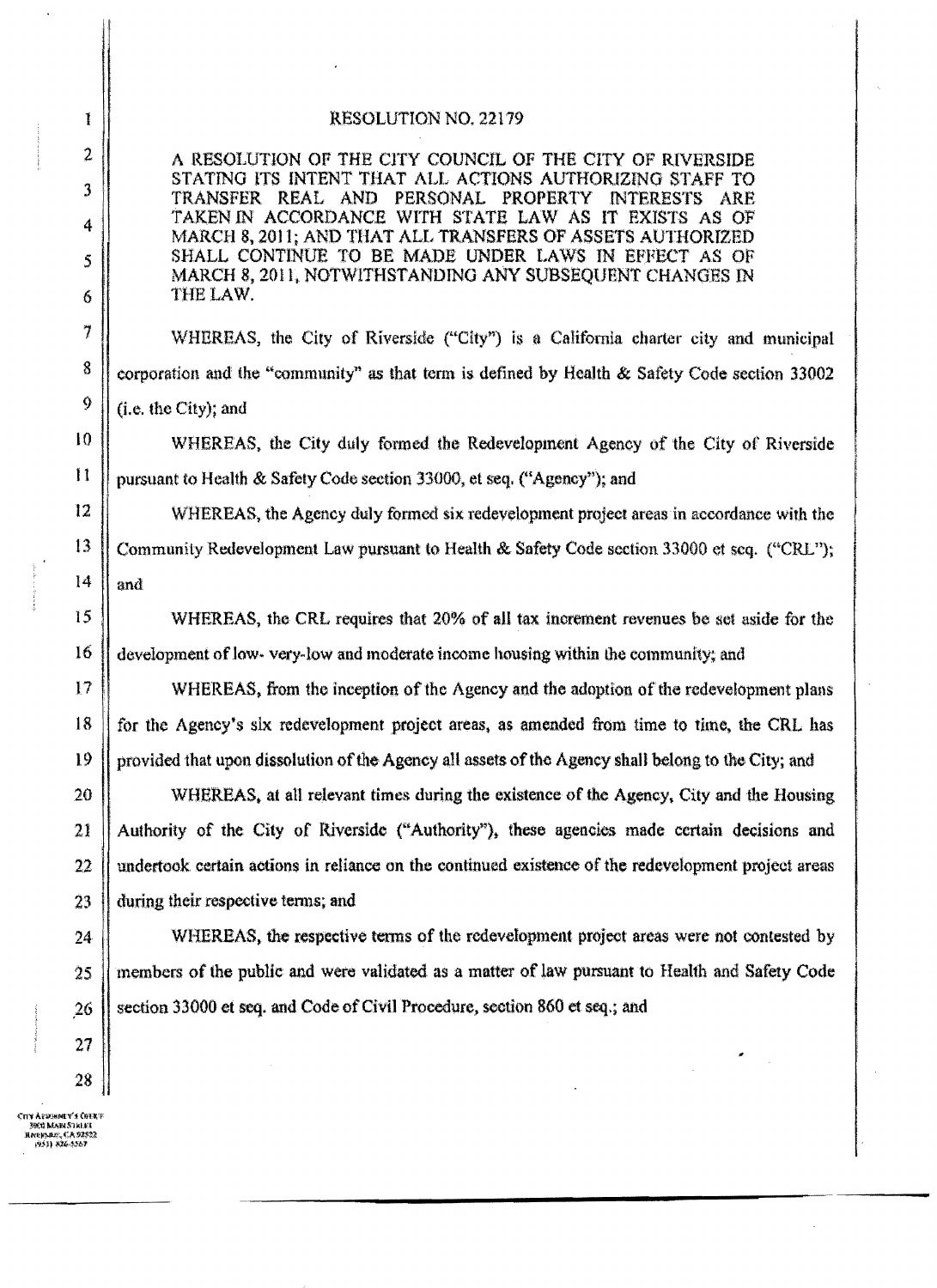# RESOLUTION NO. 22179

A RESOLUTION OF THE CITY COUNCIL OF THE CITY OF RIVERSIDE STATING ITS INTENT THAT ALL ACTIONS AUTHORIZING STAFF TO TRANSFER REAL AND PERSONAL PROPERTY INTERESTS ARE TAKEN IN ACCORDANCE WITH STATE LAW AS IT EXISTS AS OF MARCH 8, 2011; AND THAT ALL TRANSFERS OF ASSETS AUTHORIZED SHALL CONTINUE TO BE MADE UNDER LAWS IN EFFECT AS OF MARCH 8, 2011, NOTWITHSTANDING ANY SUBSEQUENT CHANGES IN THE LAW.

WHEREAS, the City of Riverside ("City") is a California charter city and municipal corporation and the "community" as that term is defined by Health & Safety Code section 33002 (i.e. the City); and

WHEREAS, the City duly formed the Redevelopment Agency of the City of Riverside pursuant to Health & Safety Code section 33000, et seq. ("Agency"); and

WHEREAS, the Agency duly formed six redevelopment project areas in accordance with the Community Redevelopment Law pursuant to Health & Safety Code section 33000 et seq. ("CRL"); and

WHEREAS, the CRL requires that 20% of all tax increment revenues be set aside for the development of low- very-low and moderate income housing within the community; and

WHEREAS, from the inception of the Agency and the adoption of the redevelopment plans for the Agency's six redevelopment project areas, as amended from time to time, the CRL has provided that upon dissolution of the Agency all assets of the Agency shall belong to the City; and

WHEREAS, at all relevant times during the existence of the Agency, City and the Housing Authority of the City of Riverside ("Authority"), these agencies made certain decisions and undertook certain actions in reliance on the continued existence of the redevelopment project areas during their respective terms; and

WHEREAS, the respective terms of the redevelopment project areas were not contested by members of the public and were validated as a matter of law pursuant to Health and Safety Code section 33000 et seq. and Code of Civil Procedure, section 860 et seq.; and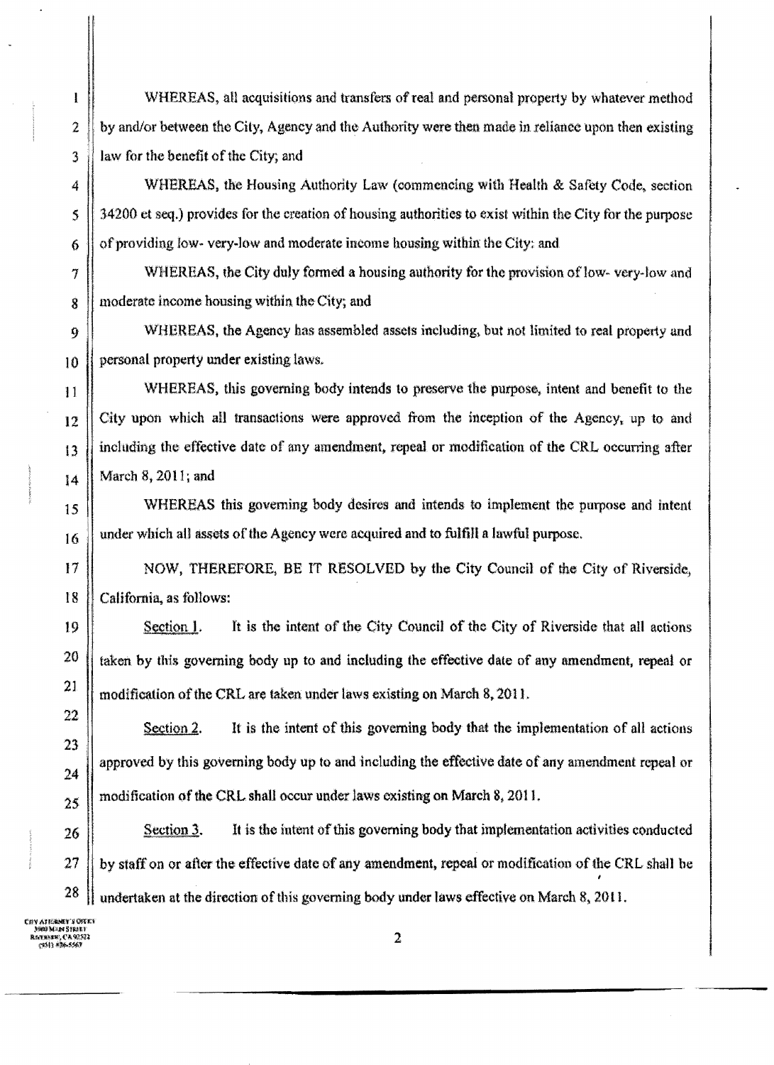WHEREAS, all acquisitions and transfers of real and personal property by whatever method by and/or between the City, Agency and the Authority were then made in reliance upon then existing law for the benefit of the City; and

WHEREAS, the Housing Authority Law (commencing with Health & Safety Code, section 34200 et seq.) provides for the creation of housing authorities to exist within the City for the purpose of providing low- very-low and moderate income housing within the City; and

WHEREAS, the City duly formed a housing authority for the provision of low- very-low and moderate income housing within the City; and

WHEREAS, the Agency has assembled assets including, but not limited to real property and personal property under existing laws.

WHEREAS, this governing body intends to preserve the purpose, intent and benefit to the City upon which all transactions were approved from the inception of the Agency, up to and including the effective date of any amendment, repeal or modification of the CRL occurring after March 8, 2011; and

WHEREAS this governing body desires and intends to implement the purpose and intent under which all assets of the Agency were acquired and to fulfill a lawful purpose.

NOW, THEREFORE, BE IT RESOLVED by the City Council of the City of Riverside, California, as follows:

Section 1. It is the intent of the City Council of the City of Riverside that all actions taken by this governing body up to and including the effective date of any amendment, repeal or modification of the CRL are taken under laws existing on March 8, 2011.

Section 2. It is the intent of this governing body that the implementation of all actions approved by this governing body up to and including the effective date of any amendment repeal or modification of the CRL shall occur under laws existing on March 8, 2011.

Section 3. It is the intent of this governing body that implementation activities conducted by staff on or after the effective date of any amendment, repeal or modification of the CRL shall be undertaken at the direction of this governing body under laws effective on March 8, 2011.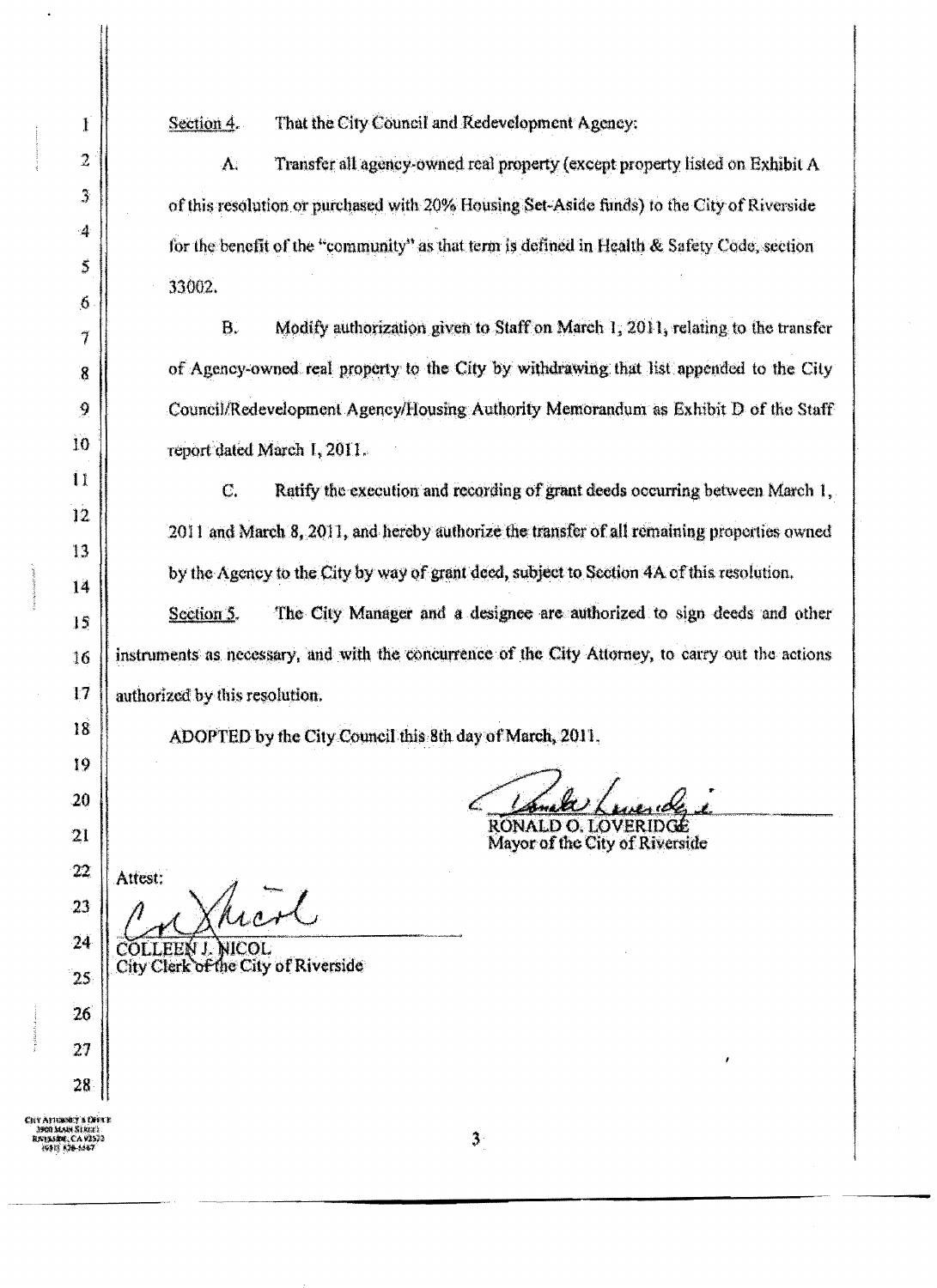Section 4. That the City Council and Redevelopment Agency:

A. Transfer all agency-owned real property (except property listed on Exhibit A of this resolution or purchased with 20% Housing Set-Aside funds) to the City of Riverside for the benefit of the "community" as that term is defined in Health & Safety Code, section 33002.

B. Modify authorization given to Staff on March 1, 2011, relating to the transfer of Agency-owned real property to the City by withdrawing that list appended to the City Council/Redevelopment Agency/Housing Authority Memorandum as Exhibit D of the Staff report dated March 1, 2011.

C. Ratify the execution and recording of grant deeds occurring between March 1, 2011 and March 8, 2011, and hereby authorize the transfer of all remaining properties owned by the Agency to the City by way of grant deed, subject to Section 4A of this resolution.

Section 5. The City Manager and a designee are authorized to sign deeds and other instruments as necessary, and with the concurrence of the City Attorney, to carry out the actions authorized by this resolution.

ADOPTED by the City Council this 8th day of March, 2011.

RONALD O. LOVERIDGE
Mayor of the City of Riverside

Attest:

COLLEEN J. NICOL
City Clerk of the City of Riverside

CITY ATTORNEY'S OFFICE
3900 MAIN STREET
RIVERSIDE, CA 92522
(951) 826-5567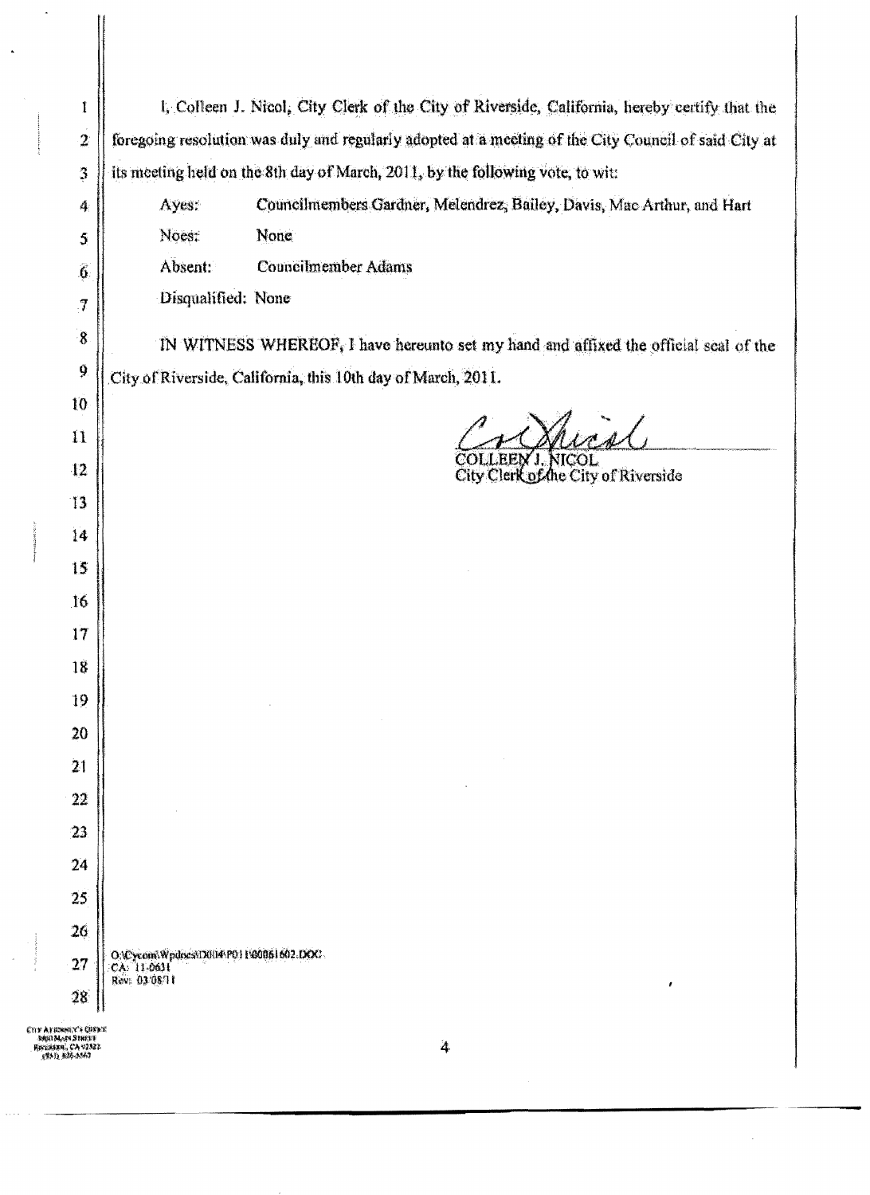I, Colleen J. Nicol, City Clerk of the City of Riverside, California, hereby certify that the foregoing resolution was duly and regularly adopted at a meeting of the City Council of said City at its meeting held on the 8th day of March, 2011, by the following vote, to wit:

Ayes: Councilmembers Gardner, Melendrez, Bailey, Davis, Mac Arthur, and Hart

Noes: None

Absent: Councilmember Adams

Disqualified: None

IN WITNESS WHEREOF, I have hereunto set my hand and affixed the official seal of the City of Riverside, California, this 10th day of March, 2011.

COLLEEN J. NICOL
City Clerk of the City of Riverside

O:\Cycom\Wpdocs\D004\P011\00061602.DOC
CA: 11-0631
Rev: 03/08/11

CITY ATTORNEY'S OFFICE
3900 MAIN STREET
RIVERSIDE, CA 92522
(951) 826-5567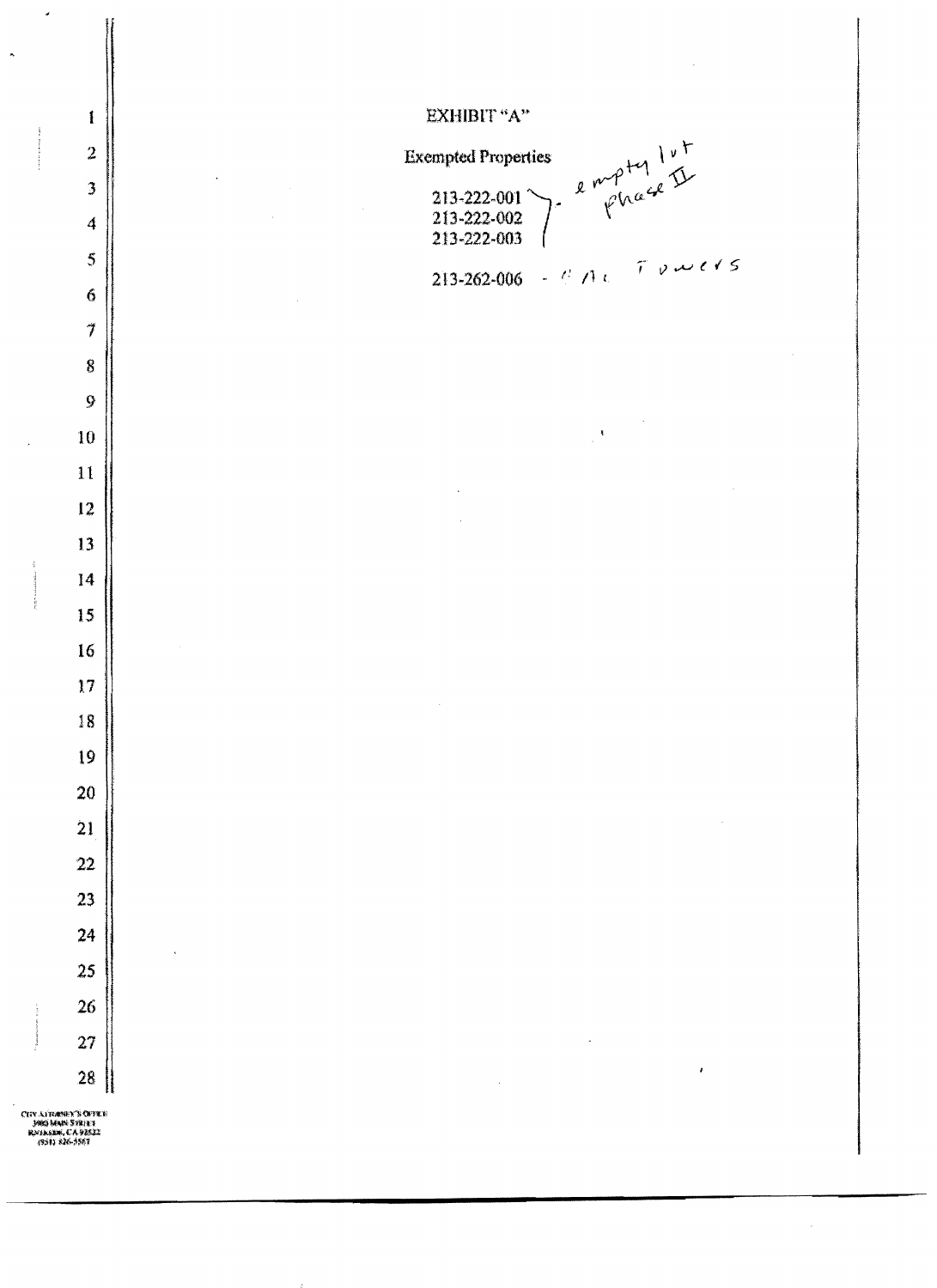EXHIBIT "A"

Exempted Properties

213-222-001
213-222-002
213-222-003

empty lot Phase II

213-262-006 - CAC Towers